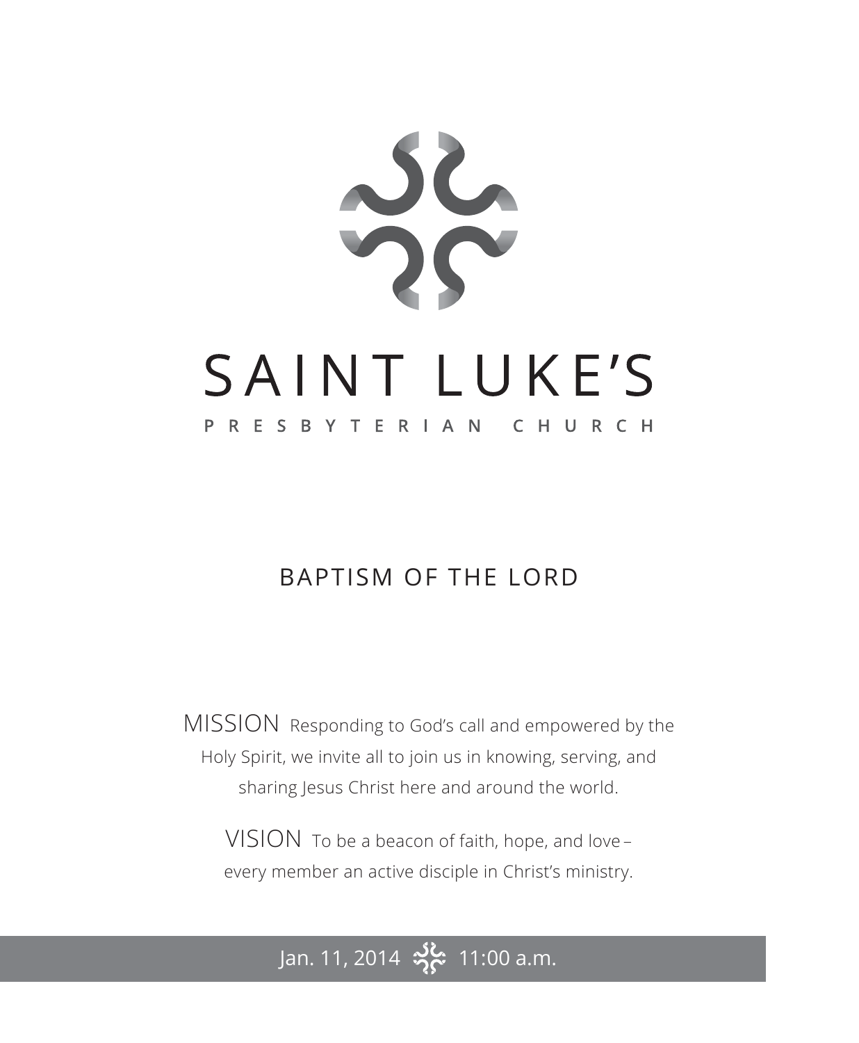# SAINT LUKE'S

PRESBYTERIAN CHURCH

## BAPTISM OF THE LORD

MISSION Responding to God's call and empowered by the Holy Spirit, we invite all to join us in knowing, serving, and sharing Jesus Christ here and around the world.

VISION To be a beacon of faith, hope, and love – every member an active disciple in Christ's ministry.

Jan. 11, 2014 11:00 a.m.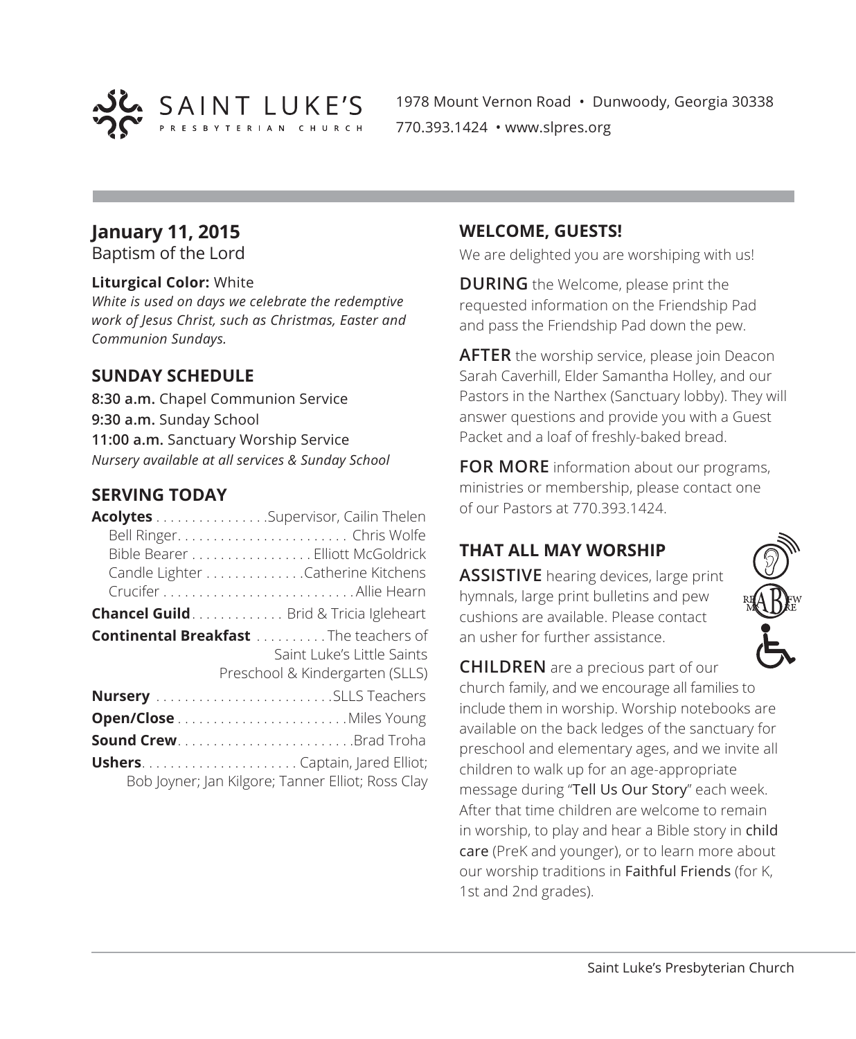SAINT LUKE'S PRESBYTERIAN CHURCH

1978 Mount Vernon Road • Dunwoody, Georgia 30338
770.393.1424 • www.slpres.org

## January 11, 2015

Baptism of the Lord

**Liturgical Color:** White

*White is used on days we celebrate the redemptive work of Jesus Christ, such as Christmas, Easter and Communion Sundays.*

### SUNDAY SCHEDULE

**8:30 a.m.** Chapel Communion Service
**9:30 a.m.** Sunday School
**11:00 a.m.** Sanctuary Worship Service
*Nursery available at all services & Sunday School*

### SERVING TODAY

**Acolytes** . . . . . . . . . . . . . . . .Supervisor, Cailin Thelen
Bell Ringer. . . . . . . . . . . . . . . . . . . . . . . . Chris Wolfe
Bible Bearer . . . . . . . . . . . . . . . . . Elliott McGoldrick
Candle Lighter . . . . . . . . . . . . . .Catherine Kitchens
Crucifer . . . . . . . . . . . . . . . . . . . . . . . . . . . Allie Hearn

**Chancel Guild**. . . . . . . . . . . . . Brid & Tricia Igleheart

**Continental Breakfast** . . . . . . . . . . The teachers of Saint Luke's Little Saints Preschool & Kindergarten (SLLS)

**Nursery** . . . . . . . . . . . . . . . . . . . . . . . . .SLLS Teachers

**Open/Close** . . . . . . . . . . . . . . . . . . . . . . . .Miles Young

**Sound Crew**. . . . . . . . . . . . . . . . . . . . . . . . .Brad Troha

**Ushers**. . . . . . . . . . . . . . . . . . . . . . Captain, Jared Elliot; Bob Joyner; Jan Kilgore; Tanner Elliot; Ross Clay

### WELCOME, GUESTS!

We are delighted you are worshiping with us!

**DURING** the Welcome, please print the requested information on the Friendship Pad and pass the Friendship Pad down the pew.

**AFTER** the worship service, please join Deacon Sarah Caverhill, Elder Samantha Holley, and our Pastors in the Narthex (Sanctuary lobby). They will answer questions and provide you with a Guest Packet and a loaf of freshly-baked bread.

**FOR MORE** information about our programs, ministries or membership, please contact one of our Pastors at 770.393.1424.

### THAT ALL MAY WORSHIP

**ASSISTIVE** hearing devices, large print hymnals, large print bulletins and pew cushions are available. Please contact an usher for further assistance.

**CHILDREN** are a precious part of our church family, and we encourage all families to include them in worship. Worship notebooks are available on the back ledges of the sanctuary for preschool and elementary ages, and we invite all children to walk up for an age-appropriate message during "Tell Us Our Story" each week. After that time children are welcome to remain in worship, to play and hear a Bible story in child care (PreK and younger), or to learn more about our worship traditions in Faithful Friends (for K, 1st and 2nd grades).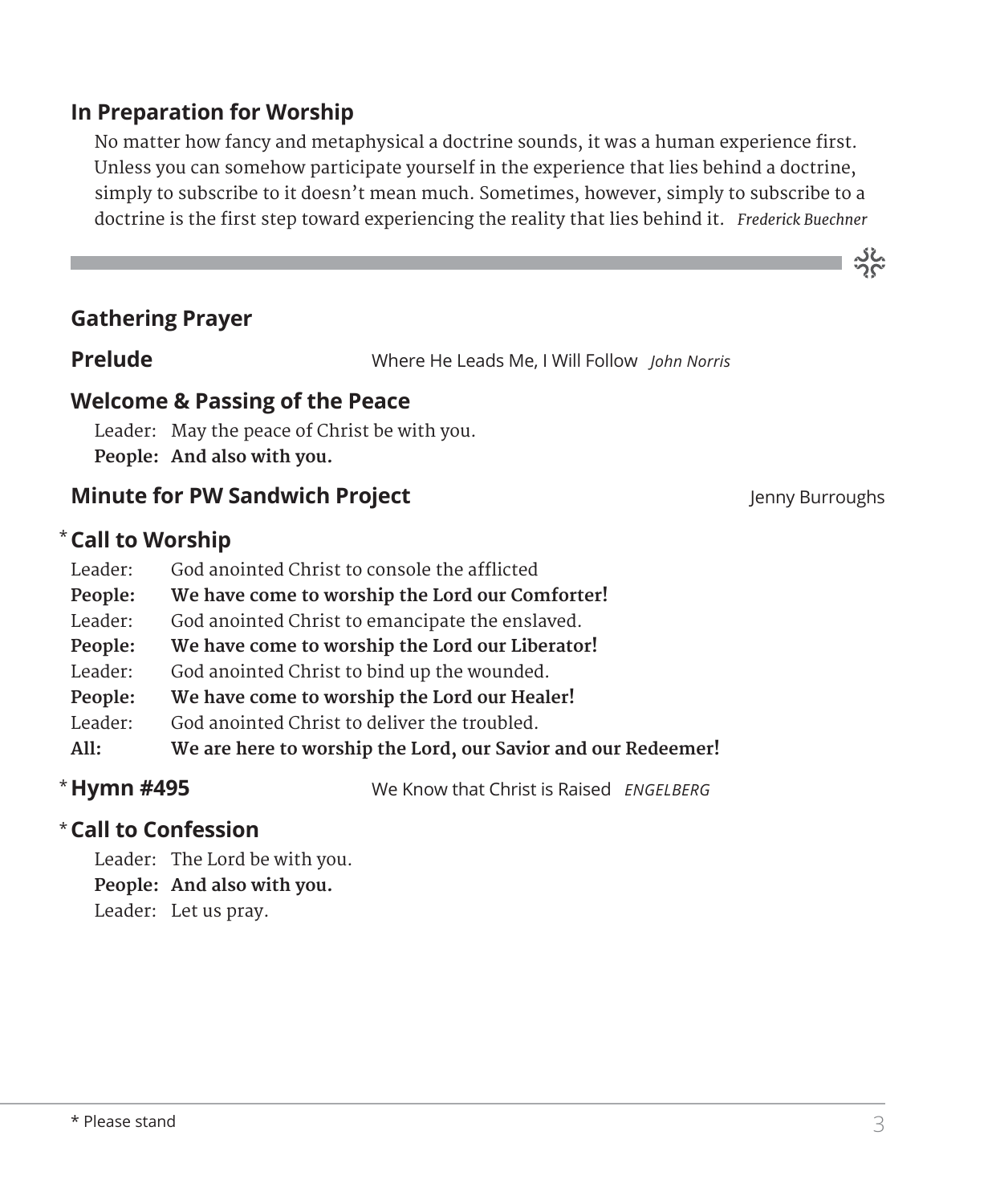## In Preparation for Worship

No matter how fancy and metaphysical a doctrine sounds, it was a human experience first. Unless you can somehow participate yourself in the experience that lies behind a doctrine, simply to subscribe to it doesn't mean much. Sometimes, however, simply to subscribe to a doctrine is the first step toward experiencing the reality that lies behind it. *Frederick Buechner*

---

## Gathering Prayer

**Prelude** Where He Leads Me, I Will Follow *John Norris*

## Welcome & Passing of the Peace

Leader: May the peace of Christ be with you.
**People: And also with you.**

## Minute for PW Sandwich Project

Jenny Burroughs

## * Call to Worship

Leader: God anointed Christ to console the afflicted
**People: We have come to worship the Lord our Comforter!**
Leader: God anointed Christ to emancipate the enslaved.
**People: We have come to worship the Lord our Liberator!**
Leader: God anointed Christ to bind up the wounded.
**People: We have come to worship the Lord our Healer!**
Leader: God anointed Christ to deliver the troubled.
**All: We are here to worship the Lord, our Savior and our Redeemer!**

## * Hymn #495

We Know that Christ is Raised *ENGELBERG*

## * Call to Confession

Leader: The Lord be with you.
**People: And also with you.**
Leader: Let us pray.

* Please stand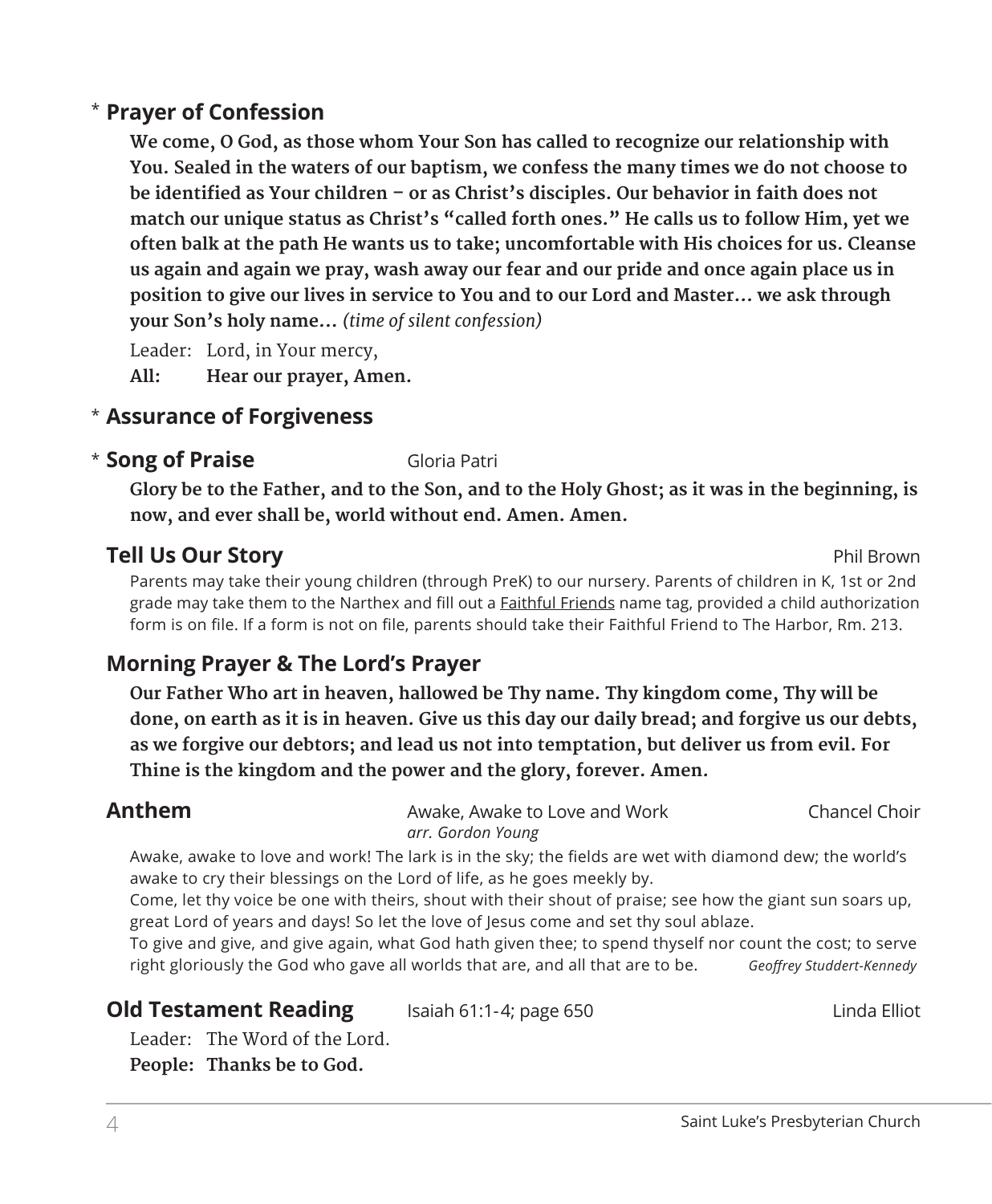\* **Prayer of Confession**

**We come, O God, as those whom Your Son has called to recognize our relationship with You. Sealed in the waters of our baptism, we confess the many times we do not choose to be identified as Your children – or as Christ's disciples. Our behavior in faith does not match our unique status as Christ's "called forth ones." He calls us to follow Him, yet we often balk at the path He wants us to take; uncomfortable with His choices for us. Cleanse us again and again we pray, wash away our fear and our pride and once again place us in position to give our lives in service to You and to our Lord and Master… we ask through your Son's holy name…** *(time of silent confession)*

Leader: Lord, in Your mercy,
**All: Hear our prayer, Amen.**

\* **Assurance of Forgiveness**

\* **Song of Praise** Gloria Patri

**Glory be to the Father, and to the Son, and to the Holy Ghost; as it was in the beginning, is now, and ever shall be, world without end. Amen. Amen.**

**Tell Us Our Story** Phil Brown

Parents may take their young children (through PreK) to our nursery. Parents of children in K, 1st or 2nd grade may take them to the Narthex and fill out a Faithful Friends name tag, provided a child authorization form is on file. If a form is not on file, parents should take their Faithful Friend to The Harbor, Rm. 213.

**Morning Prayer & The Lord's Prayer**

**Our Father Who art in heaven, hallowed be Thy name. Thy kingdom come, Thy will be done, on earth as it is in heaven. Give us this day our daily bread; and forgive us our debts, as we forgive our debtors; and lead us not into temptation, but deliver us from evil. For Thine is the kingdom and the power and the glory, forever. Amen.**

**Anthem** Awake, Awake to Love and Work Chancel Choir
*arr. Gordon Young*

Awake, awake to love and work! The lark is in the sky; the fields are wet with diamond dew; the world's awake to cry their blessings on the Lord of life, as he goes meekly by.
Come, let thy voice be one with theirs, shout with their shout of praise; see how the giant sun soars up, great Lord of years and days! So let the love of Jesus come and set thy soul ablaze.
To give and give, and give again, what God hath given thee; to spend thyself nor count the cost; to serve right gloriously the God who gave all worlds that are, and all that are to be. *Geoffrey Studdert-Kennedy*

**Old Testament Reading** Isaiah 61:1-4; page 650 Linda Elliot

Leader: The Word of the Lord.
**People: Thanks be to God.**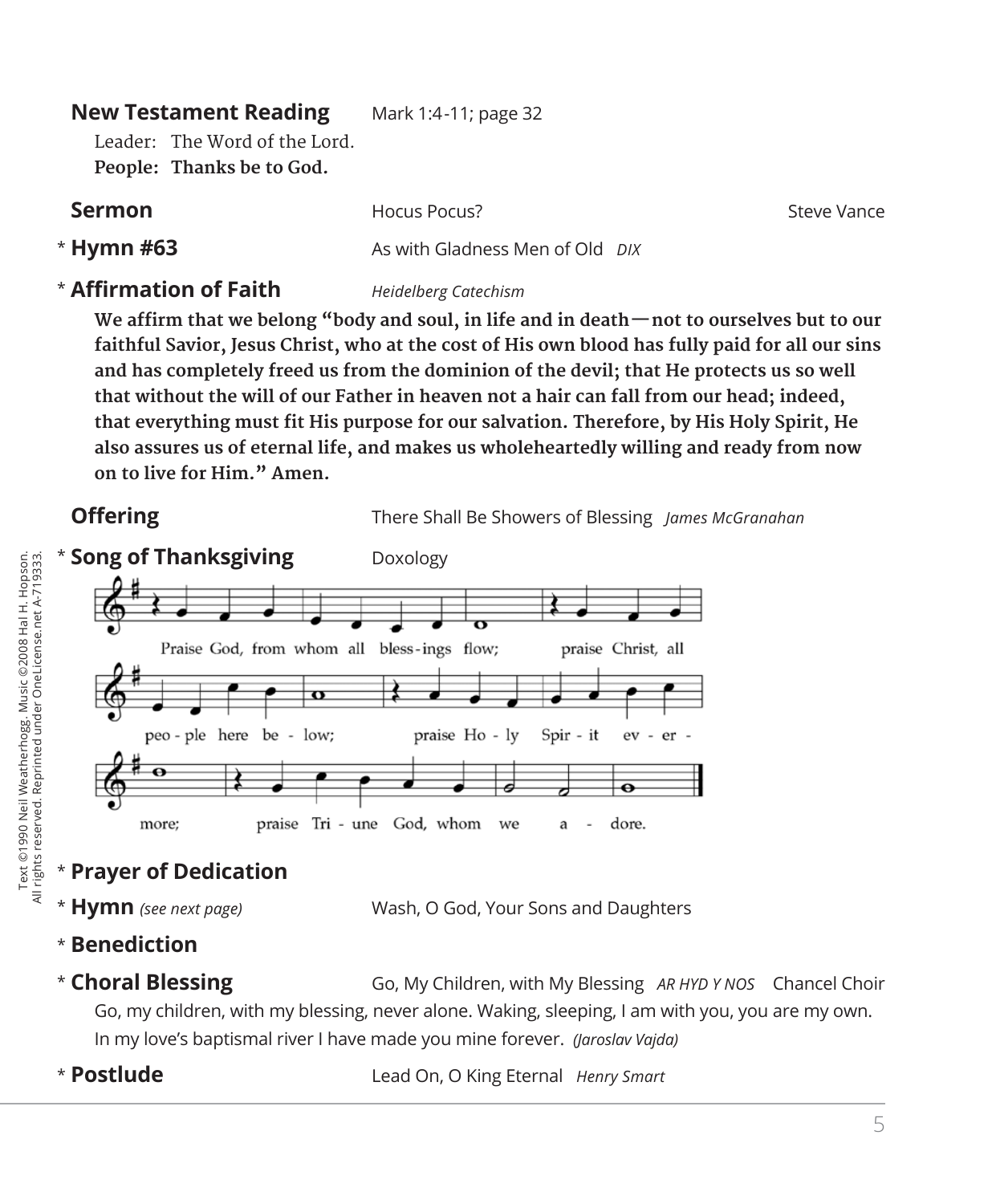**New Testament Reading** Mark 1:4-11; page 32

Leader: The Word of the Lord.
**People: Thanks be to God.**

**Sermon** Hocus Pocus? Steve Vance

\* **Hymn #63** As with Gladness Men of Old *DIX*

\* **Affirmation of Faith** *Heidelberg Catechism*

**We affirm that we belong "body and soul, in life and in death—not to ourselves but to our faithful Savior, Jesus Christ, who at the cost of His own blood has fully paid for all our sins and has completely freed us from the dominion of the devil; that He protects us so well that without the will of our Father in heaven not a hair can fall from our head; indeed, that everything must fit His purpose for our salvation. Therefore, by His Holy Spirit, He also assures us of eternal life, and makes us wholeheartedly willing and ready from now on to live for Him." Amen.**

**Offering** There Shall Be Showers of Blessing *James McGranahan*

\* **Song of Thanksgiving** Doxology

Praise God, from whom all bless-ings flow; praise Christ, all peo-ple here be-low; praise Ho-ly Spir-it ev-er-more; praise Tri-une God, whom we a-dore.

Text ©1990 Neil Weatherhogg. Music ©2008 Hal H. Hopson. All rights reserved. Reprinted under OneLicense.net A-719333.

\* **Prayer of Dedication**

\* **Hymn** *(see next page)* Wash, O God, Your Sons and Daughters

\* **Benediction**

\* **Choral Blessing** Go, My Children, with My Blessing *AR HYD Y NOS* Chancel Choir

Go, my children, with my blessing, never alone. Waking, sleeping, I am with you, you are my own. In my love's baptismal river I have made you mine forever. *(Jaroslav Vajda)*

\* **Postlude** Lead On, O King Eternal *Henry Smart*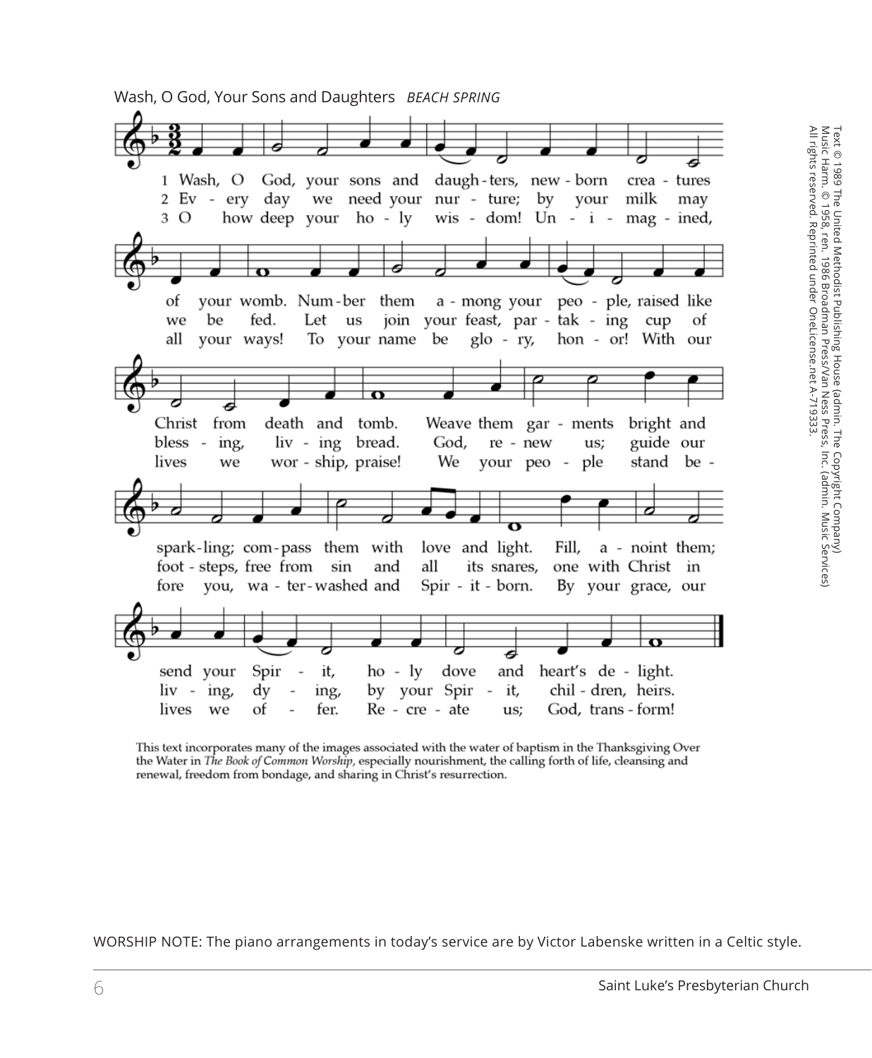Wash, O God, Your Sons and Daughters *BEACH SPRING*

1 Wash, O God, your sons and daugh-ters, new-born crea-tures of your womb. Num-ber them a-mong your peo-ple, raised like Christ from death and tomb. Weave them gar-ments bright and spark-ling; com-pass them with love and light. Fill, a-noint them; send your Spir-it, ho-ly dove and heart's de-light.

2 Ev-ery day we need your nur-ture; by your milk may we be fed. Let us join your feast, par-tak-ing cup of bless-ing, liv-ing bread. God, re-new us; guide our foot-steps, free from sin and all its snares, one with Christ in liv-ing, dy-ing, by your Spir-it, chil-dren, heirs.

3 O how deep your ho-ly wis-dom! Un-i-mag-ined, all your ways! To your name be glo-ry, hon-or! With our lives we wor-ship, praise! We your peo-ple stand be-fore you, wa-ter-washed and Spir-it-born. By your grace, our lives we of-fer. Re-cre-ate us; God, trans-form!

Text © 1989 The United Methodist Publishing House (admin. The Copyright Company)
Music Harm. © 1958, ren. 1986 Broadman Press/Van Ness Press, Inc. (admin. Music Services)
All rights reserved. Reprinted under OneLicense.net A-719333.

This text incorporates many of the images associated with the water of baptism in the Thanksgiving Over the Water in *The Book of Common Worship*, especially nourishment, the calling forth of life, cleansing and renewal, freedom from bondage, and sharing in Christ's resurrection.

WORSHIP NOTE: The piano arrangements in today's service are by Victor Labenske written in a Celtic style.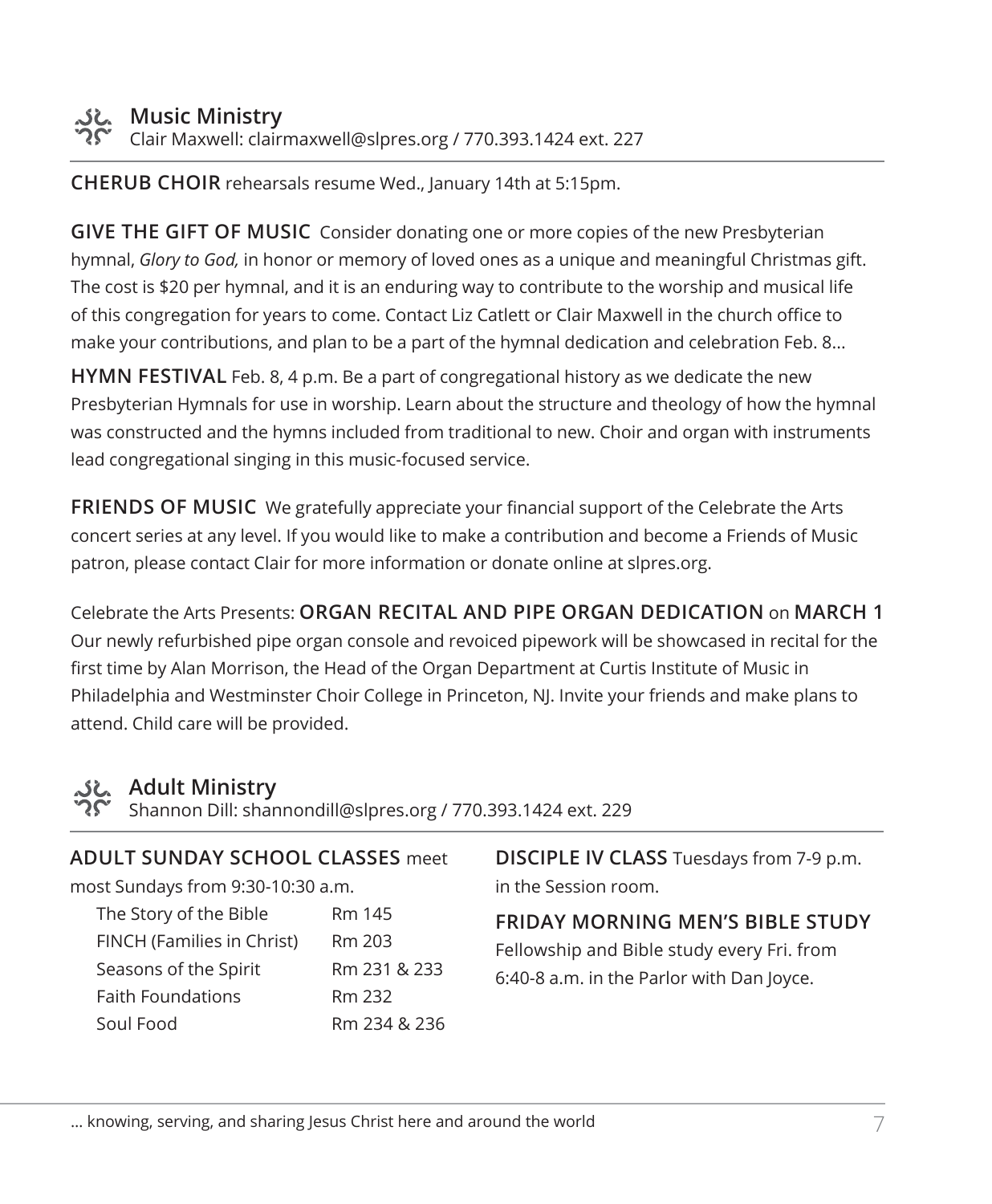## Music Ministry

Clair Maxwell: clairmaxwell@slpres.org / 770.393.1424 ext. 227

**CHERUB CHOIR** rehearsals resume Wed., January 14th at 5:15pm.

**GIVE THE GIFT OF MUSIC** Consider donating one or more copies of the new Presbyterian hymnal, *Glory to God,* in honor or memory of loved ones as a unique and meaningful Christmas gift. The cost is $20 per hymnal, and it is an enduring way to contribute to the worship and musical life of this congregation for years to come. Contact Liz Catlett or Clair Maxwell in the church office to make your contributions, and plan to be a part of the hymnal dedication and celebration Feb. 8...

**HYMN FESTIVAL** Feb. 8, 4 p.m. Be a part of congregational history as we dedicate the new Presbyterian Hymnals for use in worship. Learn about the structure and theology of how the hymnal was constructed and the hymns included from traditional to new. Choir and organ with instruments lead congregational singing in this music-focused service.

**FRIENDS OF MUSIC** We gratefully appreciate your financial support of the Celebrate the Arts concert series at any level. If you would like to make a contribution and become a Friends of Music patron, please contact Clair for more information or donate online at slpres.org.

Celebrate the Arts Presents: **ORGAN RECITAL AND PIPE ORGAN DEDICATION** on **MARCH 1** Our newly refurbished pipe organ console and revoiced pipework will be showcased in recital for the first time by Alan Morrison, the Head of the Organ Department at Curtis Institute of Music in Philadelphia and Westminster Choir College in Princeton, NJ. Invite your friends and make plans to attend. Child care will be provided.

## Adult Ministry

Shannon Dill: shannondill@slpres.org / 770.393.1424 ext. 229

**ADULT SUNDAY SCHOOL CLASSES** meet most Sundays from 9:30-10:30 a.m.

| Class | Room |
| --- | --- |
| The Story of the Bible | Rm 145 |
| FINCH (Families in Christ) | Rm 203 |
| Seasons of the Spirit | Rm 231 & 233 |
| Faith Foundations | Rm 232 |
| Soul Food | Rm 234 & 236 |

**DISCIPLE IV CLASS** Tuesdays from 7-9 p.m. in the Session room.

**FRIDAY MORNING MEN'S BIBLE STUDY**
Fellowship and Bible study every Fri. from 6:40-8 a.m. in the Parlor with Dan Joyce.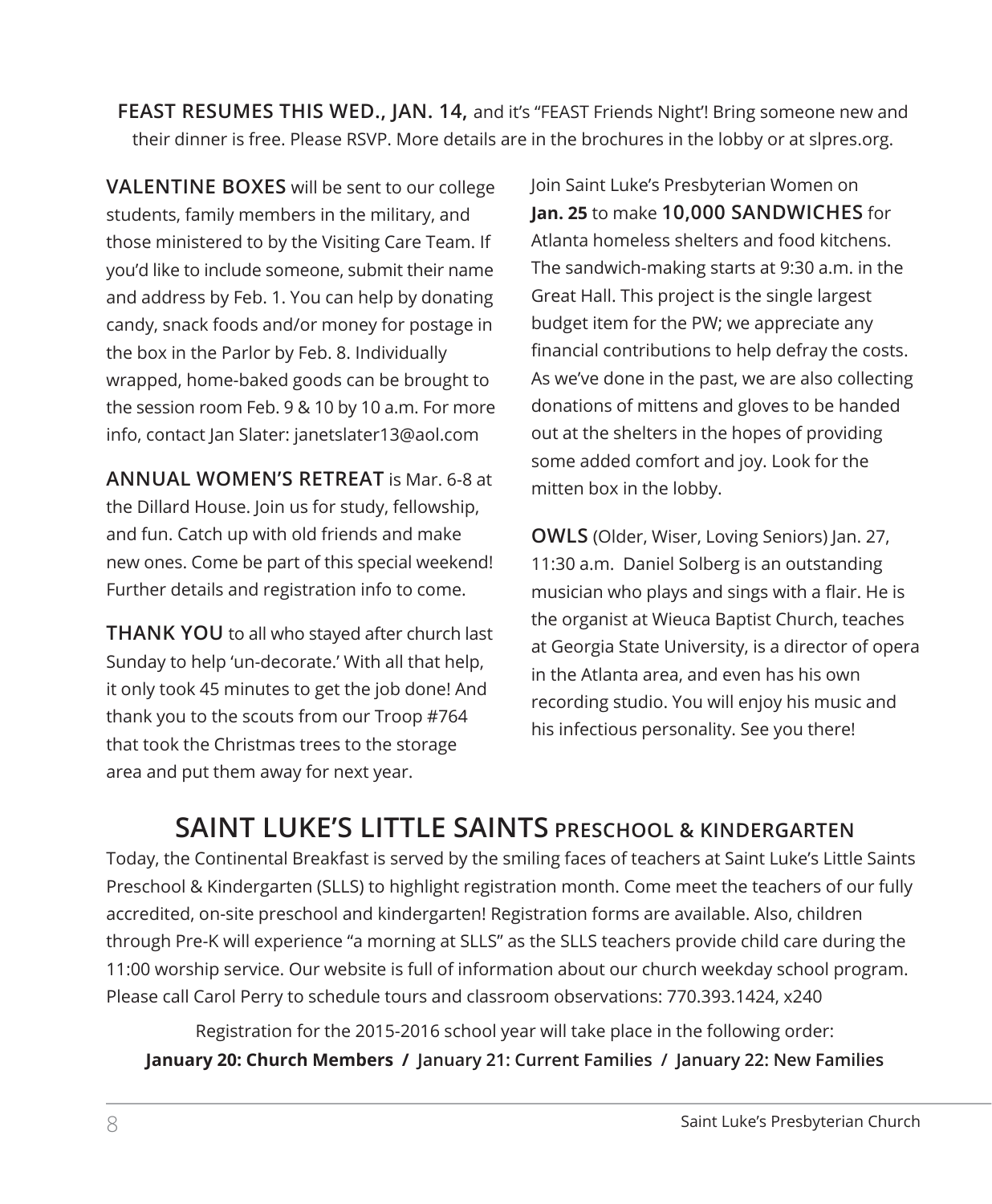**FEAST RESUMES THIS WED., JAN. 14,** and it's "FEAST Friends Night'! Bring someone new and their dinner is free. Please RSVP. More details are in the brochures in the lobby or at slpres.org.

**VALENTINE BOXES** will be sent to our college students, family members in the military, and those ministered to by the Visiting Care Team. If you'd like to include someone, submit their name and address by Feb. 1. You can help by donating candy, snack foods and/or money for postage in the box in the Parlor by Feb. 8. Individually wrapped, home-baked goods can be brought to the session room Feb. 9 & 10 by 10 a.m. For more info, contact Jan Slater: janetslater13@aol.com

**ANNUAL WOMEN'S RETREAT** is Mar. 6-8 at the Dillard House. Join us for study, fellowship, and fun. Catch up with old friends and make new ones. Come be part of this special weekend! Further details and registration info to come.

**THANK YOU** to all who stayed after church last Sunday to help 'un-decorate.' With all that help, it only took 45 minutes to get the job done! And thank you to the scouts from our Troop #764 that took the Christmas trees to the storage area and put them away for next year.

Join Saint Luke's Presbyterian Women on **Jan. 25** to make **10,000 SANDWICHES** for Atlanta homeless shelters and food kitchens. The sandwich-making starts at 9:30 a.m. in the Great Hall. This project is the single largest budget item for the PW; we appreciate any financial contributions to help defray the costs. As we've done in the past, we are also collecting donations of mittens and gloves to be handed out at the shelters in the hopes of providing some added comfort and joy. Look for the mitten box in the lobby.

**OWLS** (Older, Wiser, Loving Seniors) Jan. 27, 11:30 a.m. Daniel Solberg is an outstanding musician who plays and sings with a flair. He is the organist at Wieuca Baptist Church, teaches at Georgia State University, is a director of opera in the Atlanta area, and even has his own recording studio. You will enjoy his music and his infectious personality. See you there!

## SAINT LUKE'S LITTLE SAINTS PRESCHOOL & KINDERGARTEN

Today, the Continental Breakfast is served by the smiling faces of teachers at Saint Luke's Little Saints Preschool & Kindergarten (SLLS) to highlight registration month. Come meet the teachers of our fully accredited, on-site preschool and kindergarten! Registration forms are available. Also, children through Pre-K will experience "a morning at SLLS" as the SLLS teachers provide child care during the 11:00 worship service. Our website is full of information about our church weekday school program. Please call Carol Perry to schedule tours and classroom observations: 770.393.1424, x240

Registration for the 2015-2016 school year will take place in the following order:

**January 20: Church Members / January 21: Current Families / January 22: New Families**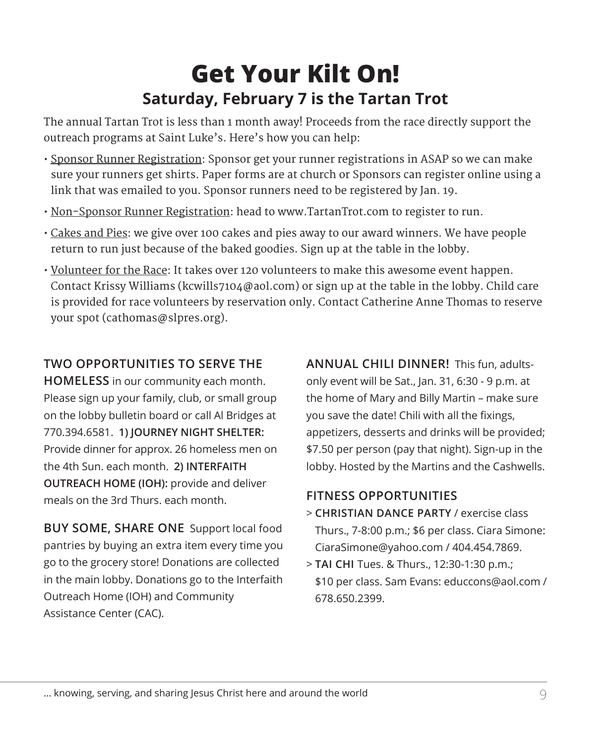# Get Your Kilt On!

## Saturday, February 7 is the Tartan Trot

The annual Tartan Trot is less than 1 month away! Proceeds from the race directly support the outreach programs at Saint Luke's. Here's how you can help:

- Sponsor Runner Registration: Sponsor get your runner registrations in ASAP so we can make sure your runners get shirts. Paper forms are at church or Sponsors can register online using a link that was emailed to you. Sponsor runners need to be registered by Jan. 19.
- Non-Sponsor Runner Registration: head to www.TartanTrot.com to register to run.
- Cakes and Pies: we give over 100 cakes and pies away to our award winners. We have people return to run just because of the baked goodies. Sign up at the table in the lobby.
- Volunteer for the Race: It takes over 120 volunteers to make this awesome event happen. Contact Krissy Williams (kcwills7104@aol.com) or sign up at the table in the lobby. Child care is provided for race volunteers by reservation only. Contact Catherine Anne Thomas to reserve your spot (cathomas@slpres.org).

**TWO OPPORTUNITIES TO SERVE THE HOMELESS** in our community each month. Please sign up your family, club, or small group on the lobby bulletin board or call Al Bridges at 770.394.6581. **1) JOURNEY NIGHT SHELTER:** Provide dinner for approx. 26 homeless men on the 4th Sun. each month. **2) INTERFAITH OUTREACH HOME (IOH):** provide and deliver meals on the 3rd Thurs. each month.

**BUY SOME, SHARE ONE** Support local food pantries by buying an extra item every time you go to the grocery store! Donations are collected in the main lobby. Donations go to the Interfaith Outreach Home (IOH) and Community Assistance Center (CAC).

**ANNUAL CHILI DINNER!** This fun, adults-only event will be Sat., Jan. 31, 6:30 - 9 p.m. at the home of Mary and Billy Martin – make sure you save the date! Chili with all the fixings, appetizers, desserts and drinks will be provided; $7.50 per person (pay that night). Sign-up in the lobby. Hosted by the Martins and the Cashwells.

**FITNESS OPPORTUNITIES**

> **CHRISTIAN DANCE PARTY** / exercise class Thurs., 7-8:00 p.m.; $6 per class. Ciara Simone: CiaraSimone@yahoo.com / 404.454.7869.

> **TAI CHI** Tues. & Thurs., 12:30-1:30 p.m.; $10 per class. Sam Evans: educcons@aol.com / 678.650.2399.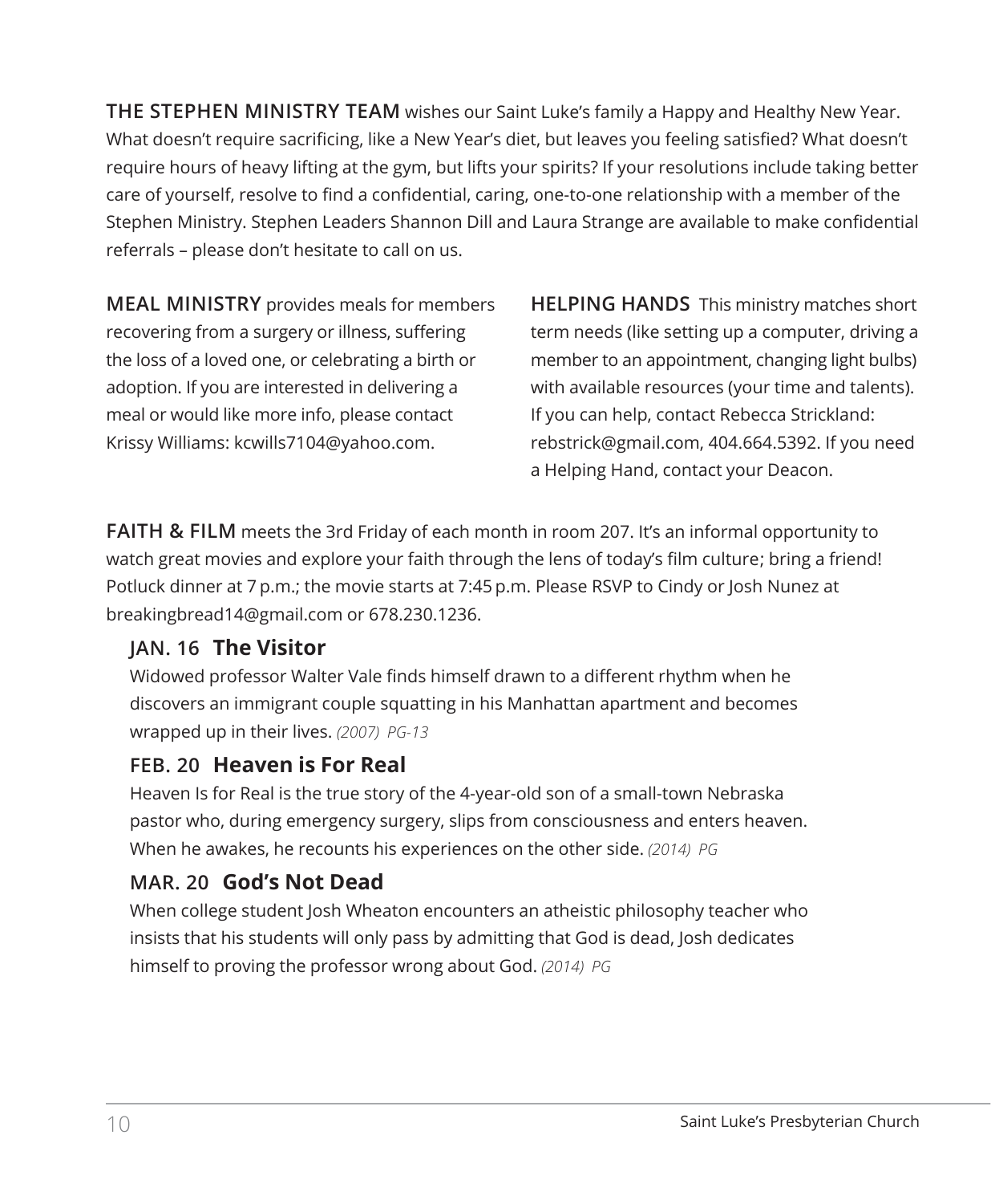**THE STEPHEN MINISTRY TEAM** wishes our Saint Luke's family a Happy and Healthy New Year. What doesn't require sacrificing, like a New Year's diet, but leaves you feeling satisfied? What doesn't require hours of heavy lifting at the gym, but lifts your spirits? If your resolutions include taking better care of yourself, resolve to find a confidential, caring, one-to-one relationship with a member of the Stephen Ministry. Stephen Leaders Shannon Dill and Laura Strange are available to make confidential referrals – please don't hesitate to call on us.

**MEAL MINISTRY** provides meals for members recovering from a surgery or illness, suffering the loss of a loved one, or celebrating a birth or adoption. If you are interested in delivering a meal or would like more info, please contact Krissy Williams: kcwills7104@yahoo.com.

**HELPING HANDS** This ministry matches short term needs (like setting up a computer, driving a member to an appointment, changing light bulbs) with available resources (your time and talents). If you can help, contact Rebecca Strickland: rebstrick@gmail.com, 404.664.5392. If you need a Helping Hand, contact your Deacon.

**FAITH & FILM** meets the 3rd Friday of each month in room 207. It's an informal opportunity to watch great movies and explore your faith through the lens of today's film culture; bring a friend! Potluck dinner at 7 p.m.; the movie starts at 7:45 p.m. Please RSVP to Cindy or Josh Nunez at breakingbread14@gmail.com or 678.230.1236.

### JAN. 16 **The Visitor**

Widowed professor Walter Vale finds himself drawn to a different rhythm when he discovers an immigrant couple squatting in his Manhattan apartment and becomes wrapped up in their lives. *(2007) PG-13*

### FEB. 20 **Heaven is For Real**

Heaven Is for Real is the true story of the 4-year-old son of a small-town Nebraska pastor who, during emergency surgery, slips from consciousness and enters heaven. When he awakes, he recounts his experiences on the other side. *(2014) PG*

### MAR. 20 **God's Not Dead**

When college student Josh Wheaton encounters an atheistic philosophy teacher who insists that his students will only pass by admitting that God is dead, Josh dedicates himself to proving the professor wrong about God. *(2014) PG*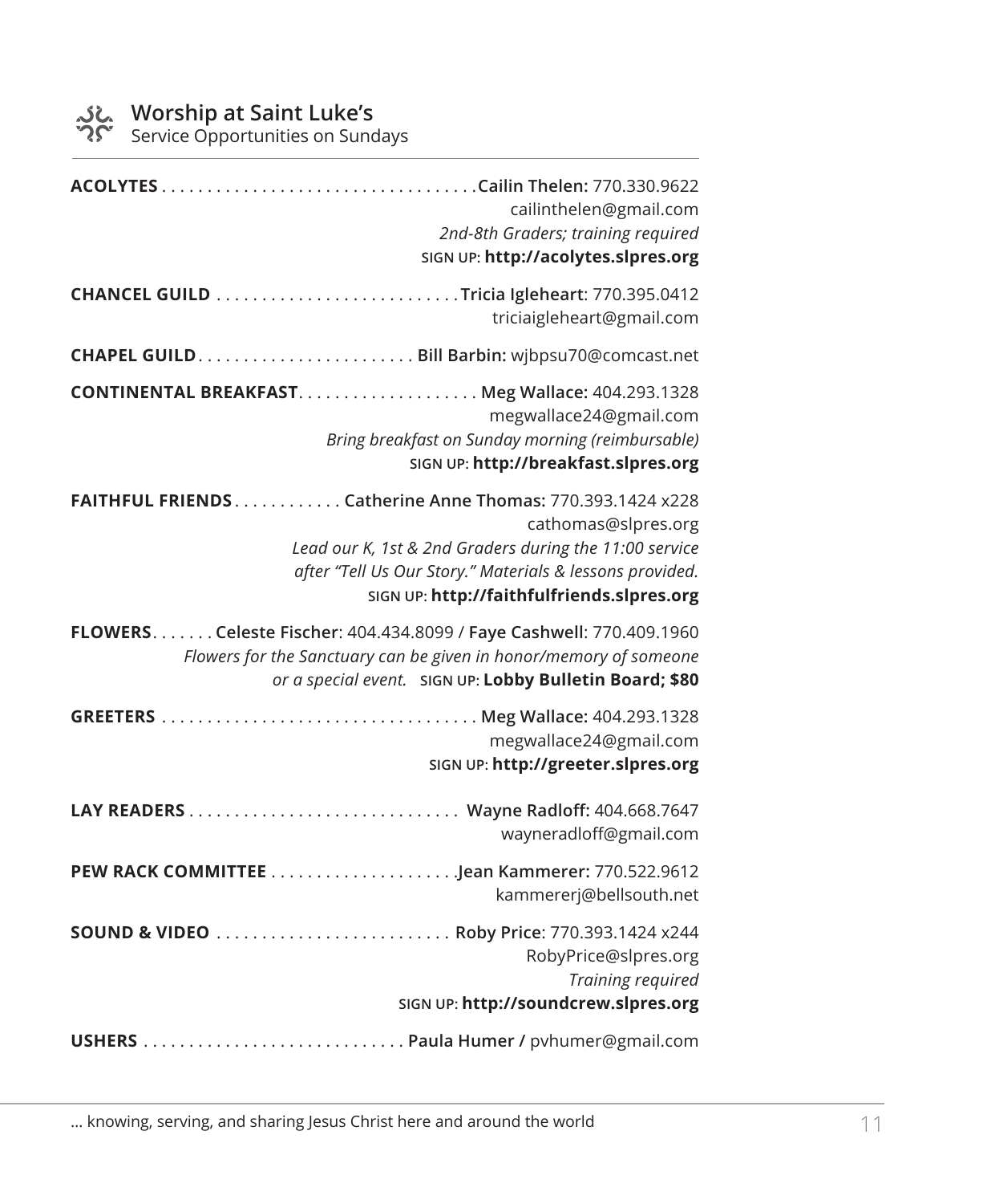## Worship at Saint Luke's

Service Opportunities on Sundays

**ACOLYTES** . . . . . . . . . . . . . . . . . . . . . . . . . . . . . . . . . . **Cailin Thelen:** 770.330.9622
cailinthelen@gmail.com
*2nd-8th Graders; training required*
SIGN UP: **http://acolytes.slpres.org**

**CHANCEL GUILD** . . . . . . . . . . . . . . . . . . . . . . . . . . **Tricia Igleheart**: 770.395.0412
triciaigleheart@gmail.com

**CHAPEL GUILD**. . . . . . . . . . . . . . . . . . . . . . . . **Bill Barbin:** wjbpsu70@comcast.net

**CONTINENTAL BREAKFAST**. . . . . . . . . . . . . . . . . . . . **Meg Wallace:** 404.293.1328
megwallace24@gmail.com
*Bring breakfast on Sunday morning (reimbursable)*
SIGN UP: **http://breakfast.slpres.org**

**FAITHFUL FRIENDS**. . . . . . . . . . . . **Catherine Anne Thomas:** 770.393.1424 x228
cathomas@slpres.org
*Lead our K, 1st & 2nd Graders during the 11:00 service after "Tell Us Our Story." Materials & lessons provided.*
SIGN UP: **http://faithfulfriends.slpres.org**

**FLOWERS**. . . . . . . **Celeste Fischer**: 404.434.8099 / **Faye Cashwell**: 770.409.1960
*Flowers for the Sanctuary can be given in honor/memory of someone or a special event.* SIGN UP: **Lobby Bulletin Board; $80**

**GREETERS** . . . . . . . . . . . . . . . . . . . . . . . . . . . . . . . . . . **Meg Wallace:** 404.293.1328
megwallace24@gmail.com
SIGN UP: **http://greeter.slpres.org**

**LAY READERS** . . . . . . . . . . . . . . . . . . . . . . . . . . . . . **Wayne Radloff:** 404.668.7647
wayneradloff@gmail.com

**PEW RACK COMMITTEE** . . . . . . . . . . . . . . . . . . . . **Jean Kammerer:** 770.522.9612
kammererj@bellsouth.net

**SOUND & VIDEO** . . . . . . . . . . . . . . . . . . . . . . . . . . **Roby Price**: 770.393.1424 x244
RobyPrice@slpres.org
*Training required*
SIGN UP: **http://soundcrew.slpres.org**

**USHERS** . . . . . . . . . . . . . . . . . . . . . . . . . . . . . **Paula Humer /** pvhumer@gmail.com

... knowing, serving, and sharing Jesus Christ here and around the world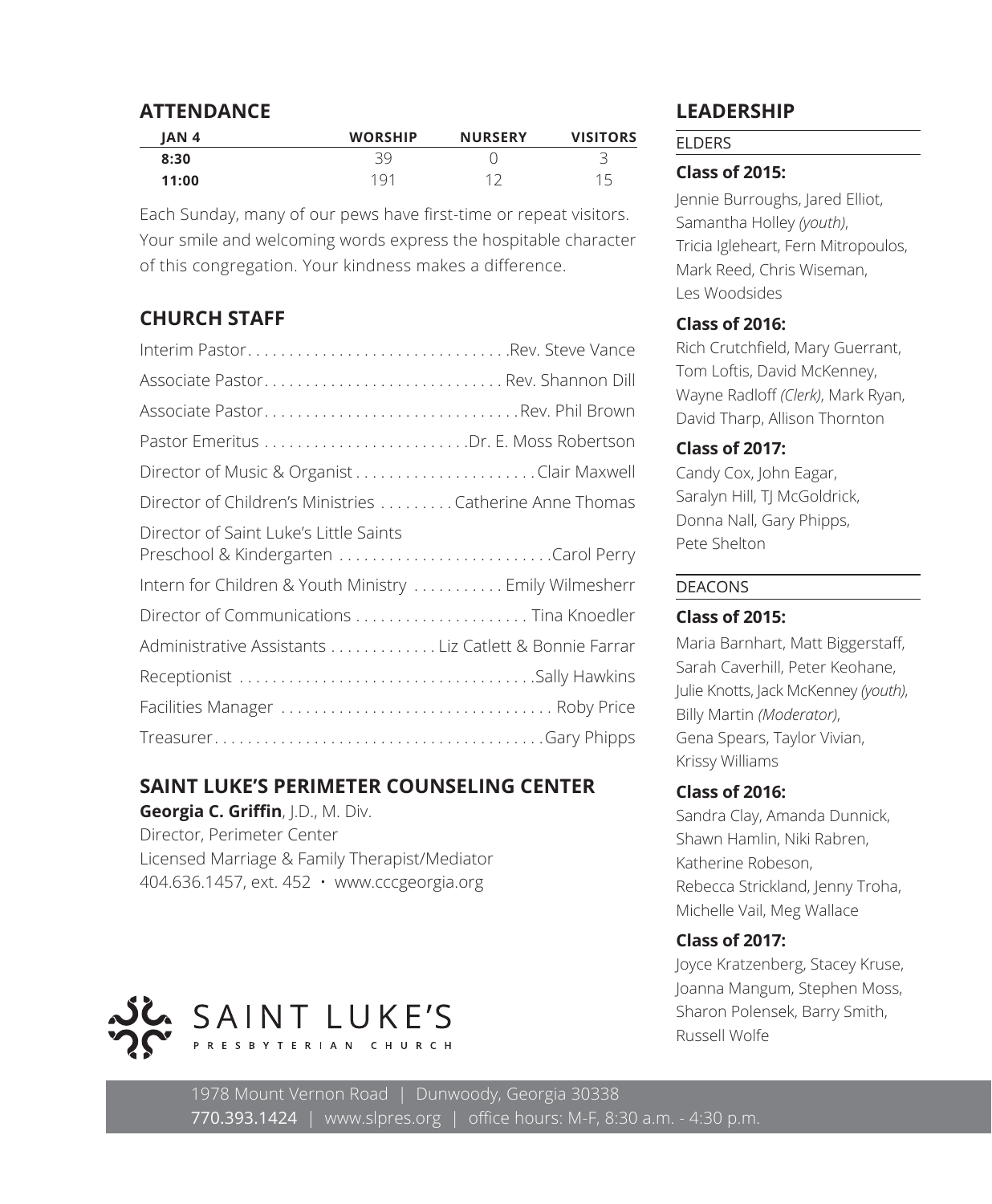## ATTENDANCE

| JAN 4 | WORSHIP | NURSERY | VISITORS |
|---|---|---|---|
| 8:30 | 39 | 0 | 3 |
| 11:00 | 191 | 12 | 15 |

Each Sunday, many of our pews have first-time or repeat visitors. Your smile and welcoming words express the hospitable character of this congregation. Your kindness makes a difference.

## CHURCH STAFF

Interim Pastor................................Rev. Steve Vance
Associate Pastor.............................Rev. Shannon Dill
Associate Pastor...............................Rev. Phil Brown
Pastor Emeritus .........................Dr. E. Moss Robertson
Director of Music & Organist......................Clair Maxwell
Director of Children's Ministries .........Catherine Anne Thomas
Director of Saint Luke's Little Saints Preschool & Kindergarten ..........................Carol Perry
Intern for Children & Youth Ministry ...........Emily Wilmesherr
Director of Communications .....................Tina Knoedler
Administrative Assistants .............Liz Catlett & Bonnie Farrar
Receptionist ...................................Sally Hawkins
Facilities Manager .................................Roby Price
Treasurer.........................................Gary Phipps

## SAINT LUKE'S PERIMETER COUNSELING CENTER

**Georgia C. Griffin**, J.D., M. Div.
Director, Perimeter Center
Licensed Marriage & Family Therapist/Mediator
404.636.1457, ext. 452 • www.cccgeorgia.org

SAINT LUKE'S
PRESBYTERIAN CHURCH

## LEADERSHIP

ELDERS

**Class of 2015:**

Jennie Burroughs, Jared Elliot, Samantha Holley *(youth)*, Tricia Igleheart, Fern Mitropoulos, Mark Reed, Chris Wiseman, Les Woodsides

**Class of 2016:**

Rich Crutchfield, Mary Guerrant, Tom Loftis, David McKenney, Wayne Radloff *(Clerk)*, Mark Ryan, David Tharp, Allison Thornton

**Class of 2017:**

Candy Cox, John Eagar, Saralyn Hill, TJ McGoldrick, Donna Nall, Gary Phipps, Pete Shelton

DEACONS

**Class of 2015:**

Maria Barnhart, Matt Biggerstaff, Sarah Caverhill, Peter Keohane, Julie Knotts, Jack McKenney *(youth)*, Billy Martin *(Moderator)*, Gena Spears, Taylor Vivian, Krissy Williams

**Class of 2016:**

Sandra Clay, Amanda Dunnick, Shawn Hamlin, Niki Rabren, Katherine Robeson, Rebecca Strickland, Jenny Troha, Michelle Vail, Meg Wallace

**Class of 2017:**

Joyce Kratzenberg, Stacey Kruse, Joanna Mangum, Stephen Moss, Sharon Polensek, Barry Smith, Russell Wolfe

1978 Mount Vernon Road | Dunwoody, Georgia 30338
770.393.1424 | www.slpres.org | office hours: M-F, 8:30 a.m. - 4:30 p.m.